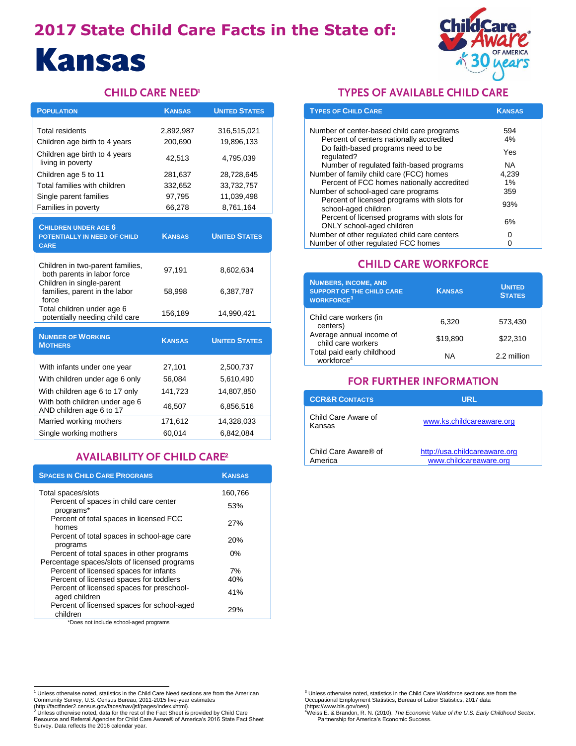# 2017 State Child Care Facts in the State of:

# Kansas

## CHILD CARE NEED[1]

| Population | Kansas | United States |
|---|---|---|
| Total residents | 2,892,987 | 316,515,021 |
| Children age birth to 4 years | 200,690 | 19,896,133 |
| Children age birth to 4 years living in poverty | 42,513 | 4,795,039 |
| Children age 5 to 11 | 281,637 | 28,728,645 |
| Total families with children | 332,652 | 33,732,757 |
| Single parent families | 97,795 | 11,039,498 |
| Families in poverty | 66,278 | 8,761,164 |

| Children under age 6 potentially in need of child care | Kansas | United States |
|---|---|---|
| Children in two-parent families, both parents in labor force | 97,191 | 8,602,634 |
| Children in single-parent families, parent in the labor force | 58,998 | 6,387,787 |
| Total children under age 6 potentially needing child care | 156,189 | 14,990,421 |

| Number of Working Mothers | Kansas | United States |
|---|---|---|
| With infants under one year | 27,101 | 2,500,737 |
| With children under age 6 only | 56,084 | 5,610,490 |
| With children age 6 to 17 only | 141,723 | 14,807,850 |
| With both children under age 6 AND children age 6 to 17 | 46,507 | 6,856,516 |
| Married working mothers | 171,612 | 14,328,033 |
| Single working mothers | 60,014 | 6,842,084 |

## AVAILABILITY OF CHILD CARE[2]

| Spaces in Child Care Programs | Kansas |
|---|---|
| Total spaces/slots | 160,766 |
| Percent of spaces in child care center programs* | 53% |
| Percent of total spaces in licensed FCC homes | 27% |
| Percent of total spaces in school-age care programs | 20% |
| Percent of total spaces in other programs | 0% |
| Percentage spaces/slots of licensed programs | |
| Percent of licensed spaces for infants | 7% |
| Percent of licensed spaces for toddlers | 40% |
| Percent of licensed spaces for preschool-aged children | 41% |
| Percent of licensed spaces for school-aged children | 29% |

*Does not include school-aged programs

## TYPES OF AVAILABLE CHILD CARE

| Types of Child Care | Kansas |
|---|---|
| Number of center-based child care programs | 594 |
| Percent of centers nationally accredited | 4% |
| Do faith-based programs need to be regulated? | Yes |
| Number of regulated faith-based programs | NA |
| Number of family child care (FCC) homes | 4,239 |
| Percent of FCC homes nationally accredited | 1% |
| Number of school-aged care programs | 359 |
| Percent of licensed programs with slots for school-aged children | 93% |
| Percent of licensed programs with slots for ONLY school-aged children | 6% |
| Number of other regulated child care centers | 0 |
| Number of other regulated FCC homes | 0 |

## CHILD CARE WORKFORCE

| Numbers, Income, and Support of the Child Care Workforce[3] | Kansas | United States |
|---|---|---|
| Child care workers (in centers) | 6,320 | 573,430 |
| Average annual income of child care workers | $19,890 | $22,310 |
| Total paid early childhood workforce[4] | NA | 2.2 million |

## FOR FURTHER INFORMATION

| CCR&R Contacts | URL |
|---|---|
| Child Care Aware of Kansas | www.ks.childcareaware.org |
| Child Care Aware® of America | http://usa.childcareaware.org www.childcareaware.org |

---

[1] Unless otherwise noted, statistics in the Child Care Need sections are from the American Community Survey, U.S. Census Bureau, 2011-2015 five-year estimates (http://factfinder2.census.gov/faces/nav/jsf/pages/index.xhtml).

[2] Unless otherwise noted, data for the rest of the Fact Sheet is provided by Child Care Resource and Referral Agencies for Child Care Aware® of America's 2016 State Fact Sheet Survey. Data reflects the 2016 calendar year.

[3] Unless otherwise noted, statistics in the Child Care Workforce sections are from the Occupational Employment Statistics, Bureau of Labor Statistics, 2017 data (https://www.bls.gov/oes/)

[4] Weiss E. & Brandon, R. N. (2010). *The Economic Value of the U.S. Early Childhood Sector*. Partnership for America's Economic Success.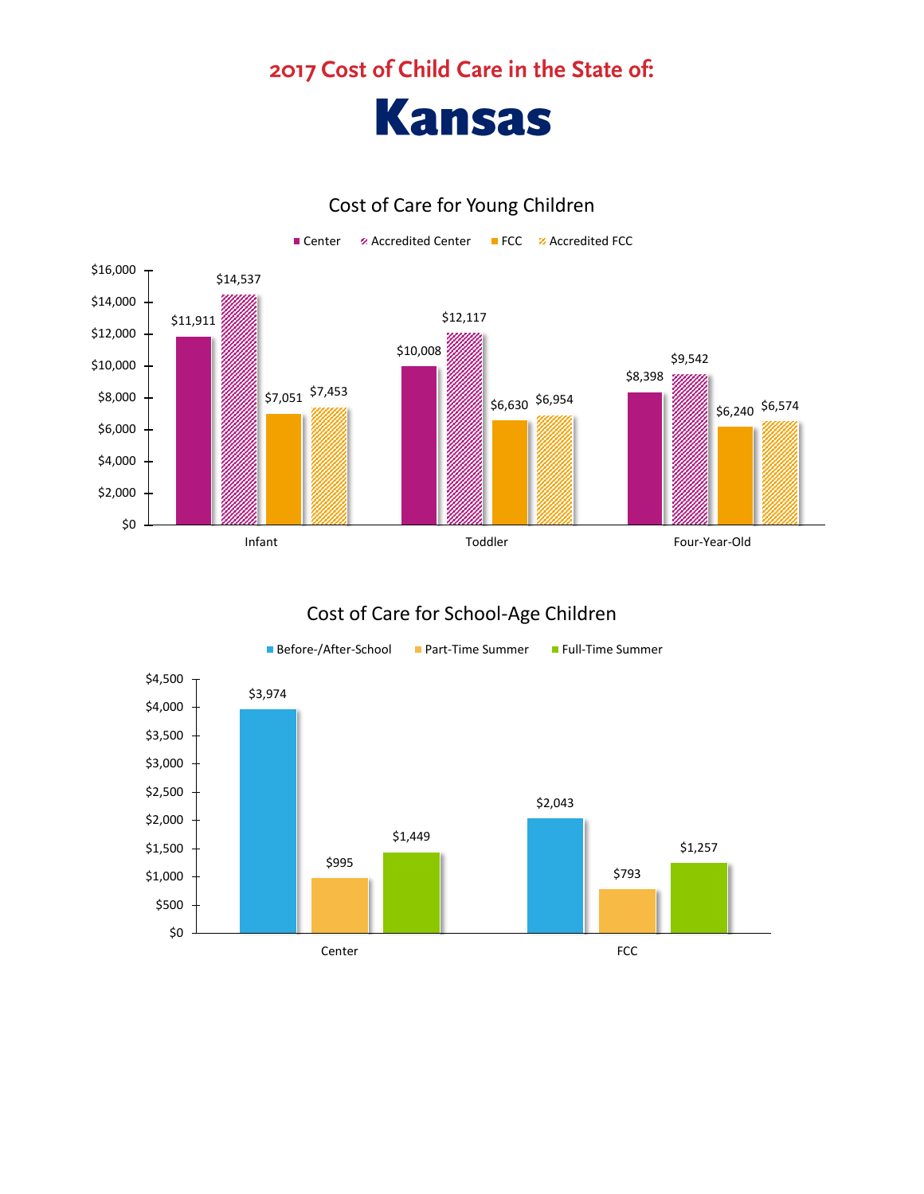## 2017 Cost of Child Care in the State of:

# Kansas

### Cost of Care for Young Children

Center
Accredited Center
FCC
Accredited FCC

$16,000
$14,000
$12,000
$10,000
$8,000
$6,000
$4,000
$2,000
$0

Infant
$11,911
$14,537
$7,051
$7,453

Toddler
$10,008
$12,117
$6,630
$6,954

Four-Year-Old
$8,398
$9,542
$6,240
$6,574

### Cost of Care for School-Age Children

Before-/After-School
Part-Time Summer
Full-Time Summer

$4,500
$4,000
$3,500
$3,000
$2,500
$2,000
$1,500
$1,000
$500
$0

Center
$3,974
$995
$1,449

FCC
$2,043
$793
$1,257